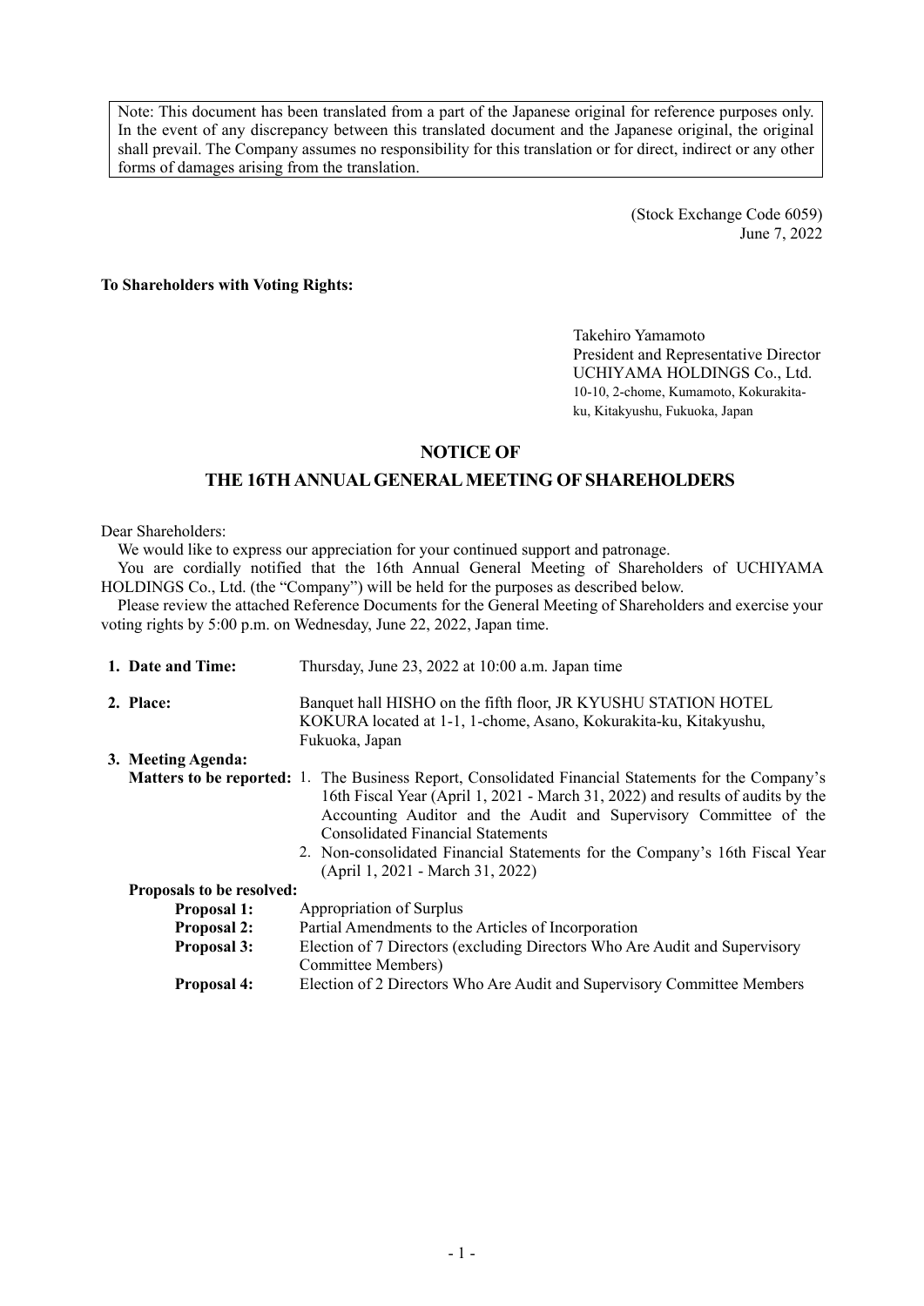Note: This document has been translated from a part of the Japanese original for reference purposes only. In the event of any discrepancy between this translated document and the Japanese original, the original shall prevail. The Company assumes no responsibility for this translation or for direct, indirect or any other forms of damages arising from the translation.

(Stock Exchange Code 6059)
June 7, 2022

**To Shareholders with Voting Rights:**

Takehiro Yamamoto
President and Representative Director
UCHIYAMA HOLDINGS Co., Ltd.
10-10, 2-chome, Kumamoto, Kokurakita-ku, Kitakyushu, Fukuoka, Japan

# NOTICE OF THE 16TH ANNUAL GENERAL MEETING OF SHAREHOLDERS

Dear Shareholders:

We would like to express our appreciation for your continued support and patronage.

You are cordially notified that the 16th Annual General Meeting of Shareholders of UCHIYAMA HOLDINGS Co., Ltd. (the "Company") will be held for the purposes as described below.

Please review the attached Reference Documents for the General Meeting of Shareholders and exercise your voting rights by 5:00 p.m. on Wednesday, June 22, 2022, Japan time.

**1. Date and Time:** Thursday, June 23, 2022 at 10:00 a.m. Japan time

**2. Place:** Banquet hall HISHO on the fifth floor, JR KYUSHU STATION HOTEL KOKURA located at 1-1, 1-chome, Asano, Kokurakita-ku, Kitakyushu, Fukuoka, Japan

**3. Meeting Agenda:**

**Matters to be reported:**

1. The Business Report, Consolidated Financial Statements for the Company's 16th Fiscal Year (April 1, 2021 - March 31, 2022) and results of audits by the Accounting Auditor and the Audit and Supervisory Committee of the Consolidated Financial Statements
2. Non-consolidated Financial Statements for the Company's 16th Fiscal Year (April 1, 2021 - March 31, 2022)

**Proposals to be resolved:**

**Proposal 1:** Appropriation of Surplus

**Proposal 2:** Partial Amendments to the Articles of Incorporation

**Proposal 3:** Election of 7 Directors (excluding Directors Who Are Audit and Supervisory Committee Members)

**Proposal 4:** Election of 2 Directors Who Are Audit and Supervisory Committee Members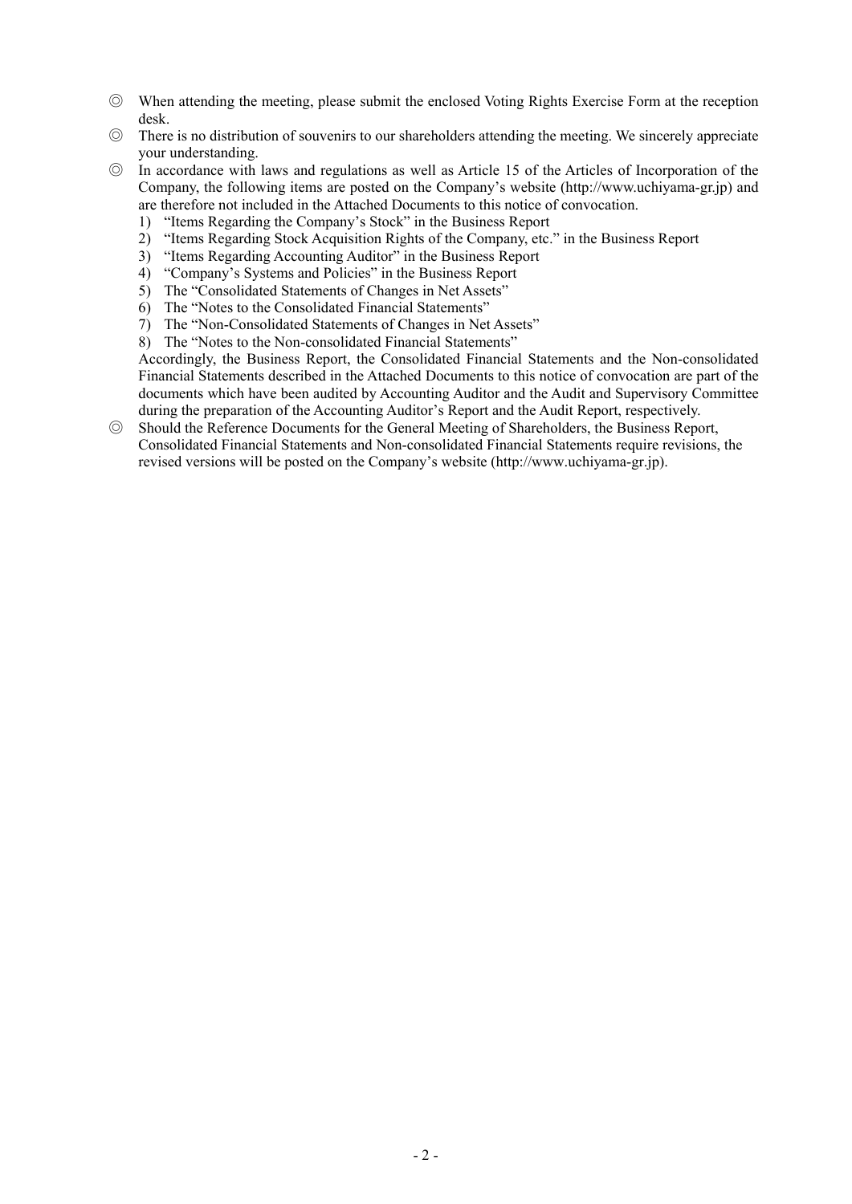◎ When attending the meeting, please submit the enclosed Voting Rights Exercise Form at the reception desk.

◎ There is no distribution of souvenirs to our shareholders attending the meeting. We sincerely appreciate your understanding.

◎ In accordance with laws and regulations as well as Article 15 of the Articles of Incorporation of the Company, the following items are posted on the Company's website (http://www.uchiyama-gr.jp) and are therefore not included in the Attached Documents to this notice of convocation.

1) "Items Regarding the Company's Stock" in the Business Report
2) "Items Regarding Stock Acquisition Rights of the Company, etc." in the Business Report
3) "Items Regarding Accounting Auditor" in the Business Report
4) "Company's Systems and Policies" in the Business Report
5) The "Consolidated Statements of Changes in Net Assets"
6) The "Notes to the Consolidated Financial Statements"
7) The "Non-Consolidated Statements of Changes in Net Assets"
8) The "Notes to the Non-consolidated Financial Statements"

Accordingly, the Business Report, the Consolidated Financial Statements and the Non-consolidated Financial Statements described in the Attached Documents to this notice of convocation are part of the documents which have been audited by Accounting Auditor and the Audit and Supervisory Committee during the preparation of the Accounting Auditor's Report and the Audit Report, respectively.

◎ Should the Reference Documents for the General Meeting of Shareholders, the Business Report, Consolidated Financial Statements and Non-consolidated Financial Statements require revisions, the revised versions will be posted on the Company's website (http://www.uchiyama-gr.jp).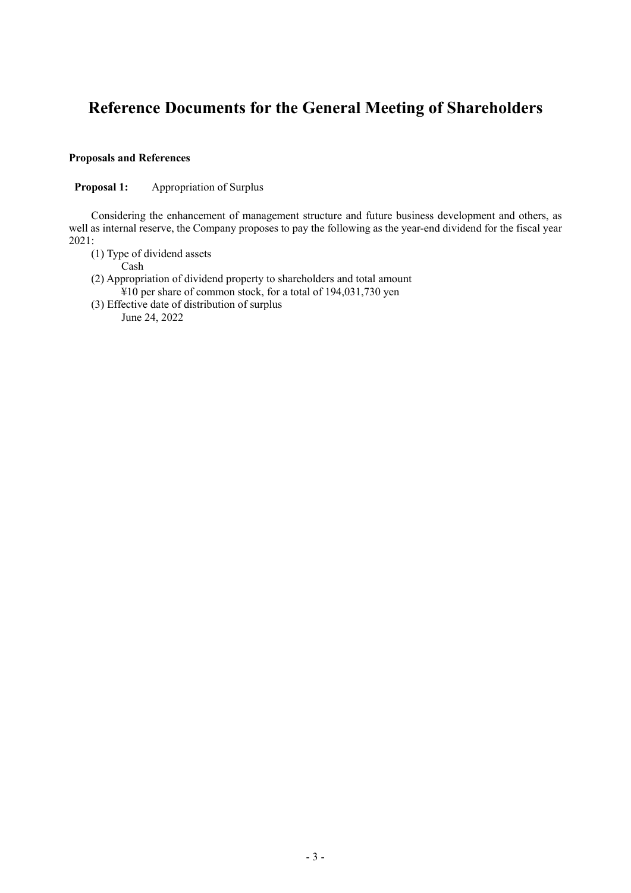# Reference Documents for the General Meeting of Shareholders

**Proposals and References**

**Proposal 1:** Appropriation of Surplus

Considering the enhancement of management structure and future business development and others, as well as internal reserve, the Company proposes to pay the following as the year-end dividend for the fiscal year 2021:

(1) Type of dividend assets
  Cash

(2) Appropriation of dividend property to shareholders and total amount
  ¥10 per share of common stock, for a total of 194,031,730 yen

(3) Effective date of distribution of surplus
  June 24, 2022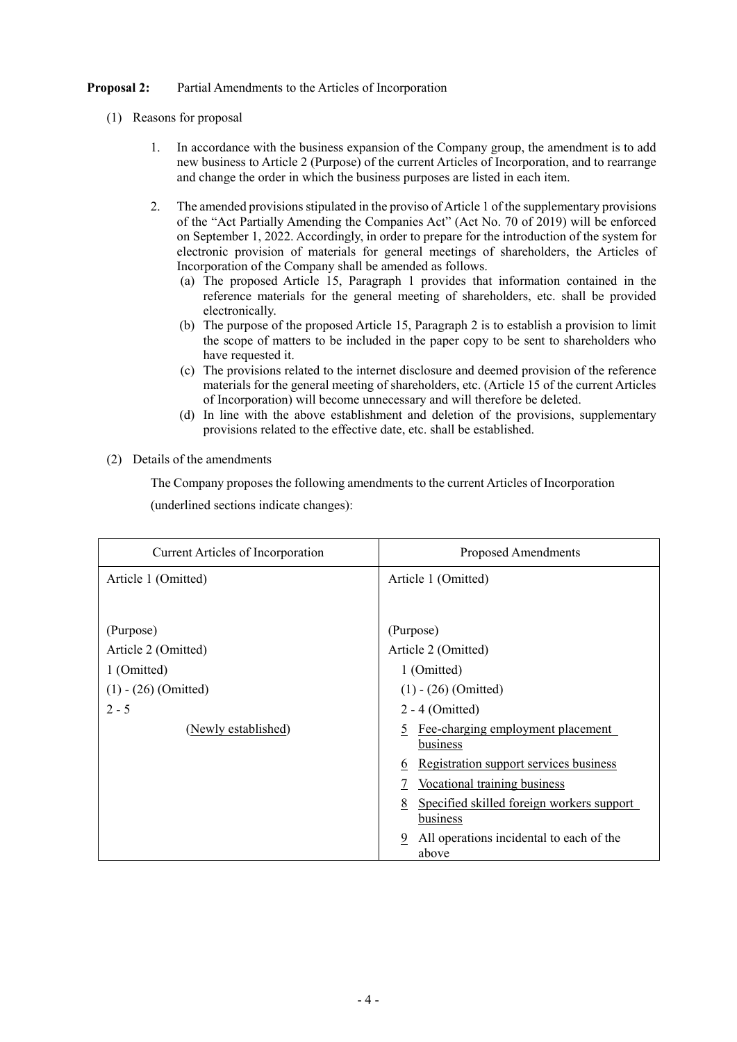**Proposal 2:** Partial Amendments to the Articles of Incorporation

(1) Reasons for proposal

1. In accordance with the business expansion of the Company group, the amendment is to add new business to Article 2 (Purpose) of the current Articles of Incorporation, and to rearrange and change the order in which the business purposes are listed in each item.

2. The amended provisions stipulated in the proviso of Article 1 of the supplementary provisions of the "Act Partially Amending the Companies Act" (Act No. 70 of 2019) will be enforced on September 1, 2022. Accordingly, in order to prepare for the introduction of the system for electronic provision of materials for general meetings of shareholders, the Articles of Incorporation of the Company shall be amended as follows.
   (a) The proposed Article 15, Paragraph 1 provides that information contained in the reference materials for the general meeting of shareholders, etc. shall be provided electronically.
   (b) The purpose of the proposed Article 15, Paragraph 2 is to establish a provision to limit the scope of matters to be included in the paper copy to be sent to shareholders who have requested it.
   (c) The provisions related to the internet disclosure and deemed provision of the reference materials for the general meeting of shareholders, etc. (Article 15 of the current Articles of Incorporation) will become unnecessary and will therefore be deleted.
   (d) In line with the above establishment and deletion of the provisions, supplementary provisions related to the effective date, etc. shall be established.

(2) Details of the amendments

The Company proposes the following amendments to the current Articles of Incorporation

(underlined sections indicate changes):

| Current Articles of Incorporation | Proposed Amendments |
|---|---|
| Article 1 (Omitted) | Article 1 (Omitted) |
| (Purpose)<br>Article 2 (Omitted)<br>1 (Omitted)<br>(1) - (26) (Omitted)<br>2 - 5<br>(Newly established) | (Purpose)<br>Article 2 (Omitted)<br>1 (Omitted)<br>(1) - (26) (Omitted)<br>2 - 4 (Omitted)<br><u>5</u> <u>Fee-charging employment placement business</u><br><u>6</u> <u>Registration support services business</u><br><u>7</u> <u>Vocational training business</u><br><u>8</u> <u>Specified skilled foreign workers support business</u><br><u>9</u> All operations incidental to each of the above |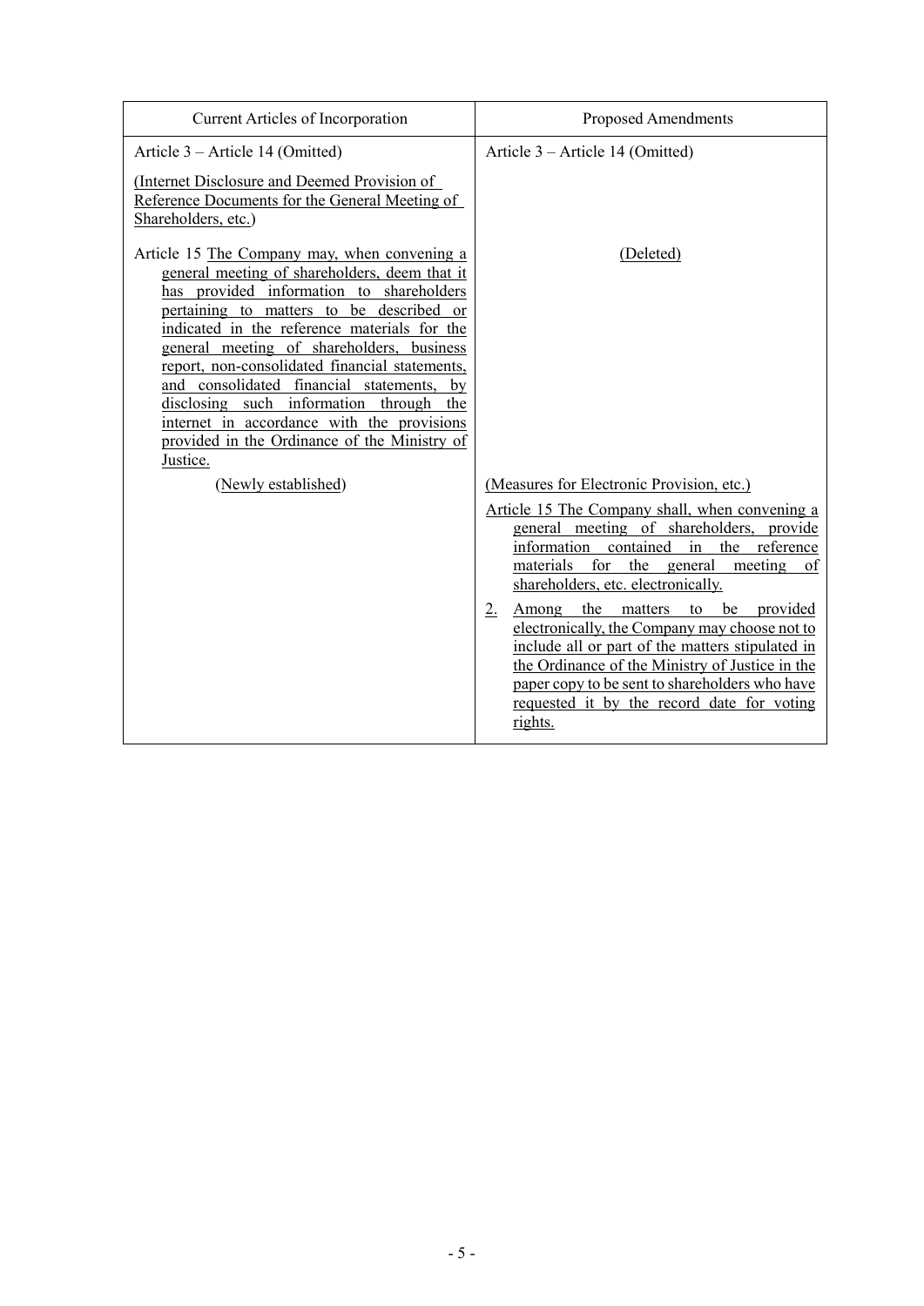| Current Articles of Incorporation | Proposed Amendments |
| --- | --- |
| Article 3 – Article 14 (Omitted) | Article 3 – Article 14 (Omitted) |
| (Internet Disclosure and Deemed Provision of Reference Documents for the General Meeting of Shareholders, etc.) | |
| Article 15 The Company may, when convening a general meeting of shareholders, deem that it has provided information to shareholders pertaining to matters to be described or indicated in the reference materials for the general meeting of shareholders, business report, non-consolidated financial statements, and consolidated financial statements, by disclosing such information through the internet in accordance with the provisions provided in the Ordinance of the Ministry of Justice. | (Deleted) |
| (Newly established) | (Measures for Electronic Provision, etc.) |
| | Article 15 The Company shall, when convening a general meeting of shareholders, provide information contained in the reference materials for the general meeting of shareholders, etc. electronically. |
| | 2. Among the matters to be provided electronically, the Company may choose not to include all or part of the matters stipulated in the Ordinance of the Ministry of Justice in the paper copy to be sent to shareholders who have requested it by the record date for voting rights. |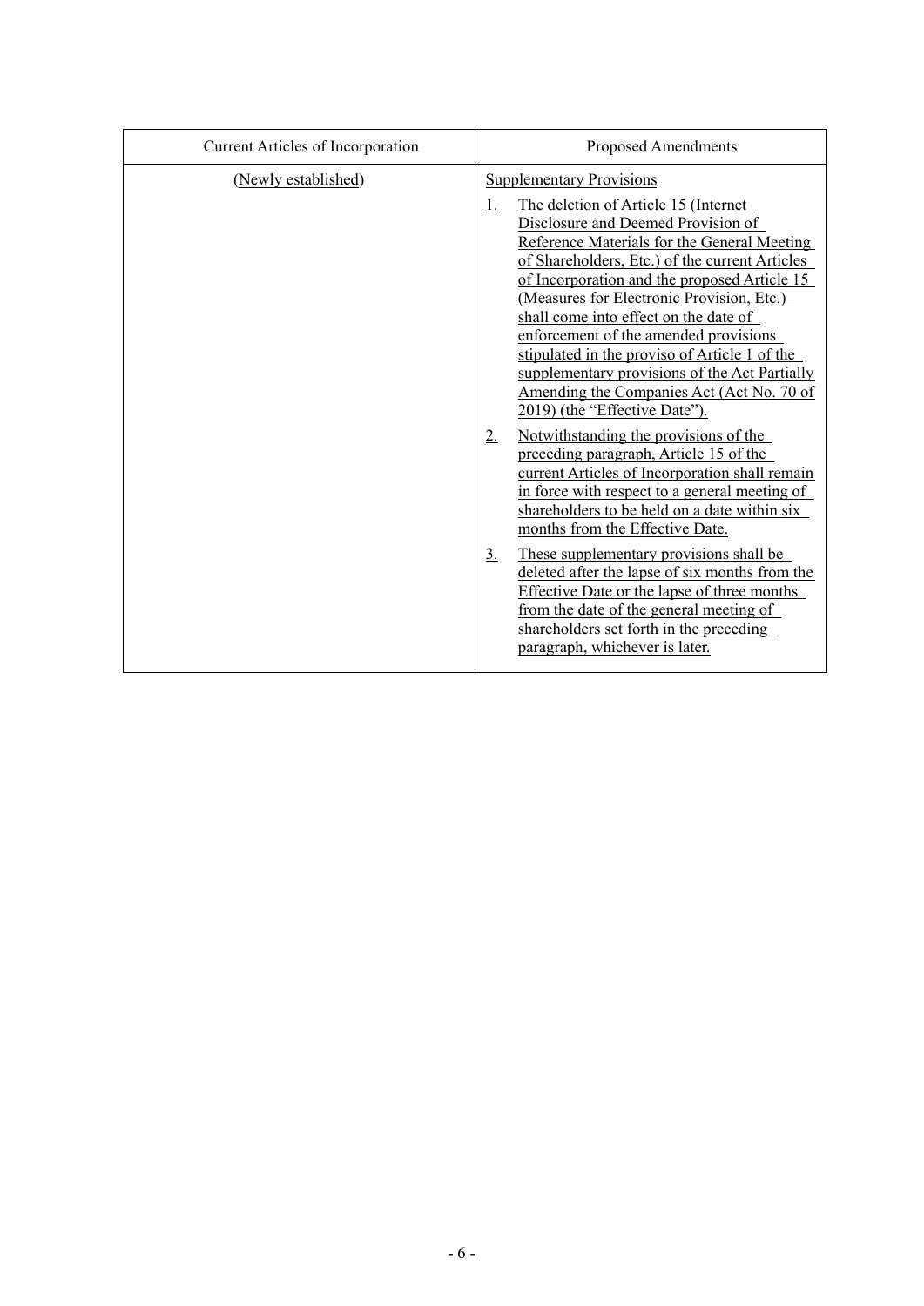| Current Articles of Incorporation | Proposed Amendments |
|---|---|
| (Newly established) | Supplementary Provisions<br><br>1. The deletion of Article 15 (Internet Disclosure and Deemed Provision of Reference Materials for the General Meeting of Shareholders, Etc.) of the current Articles of Incorporation and the proposed Article 15 (Measures for Electronic Provision, Etc.) shall come into effect on the date of enforcement of the amended provisions stipulated in the proviso of Article 1 of the supplementary provisions of the Act Partially Amending the Companies Act (Act No. 70 of 2019) (the "Effective Date").<br><br>2. Notwithstanding the provisions of the preceding paragraph, Article 15 of the current Articles of Incorporation shall remain in force with respect to a general meeting of shareholders to be held on a date within six months from the Effective Date.<br><br>3. These supplementary provisions shall be deleted after the lapse of six months from the Effective Date or the lapse of three months from the date of the general meeting of shareholders set forth in the preceding paragraph, whichever is later. |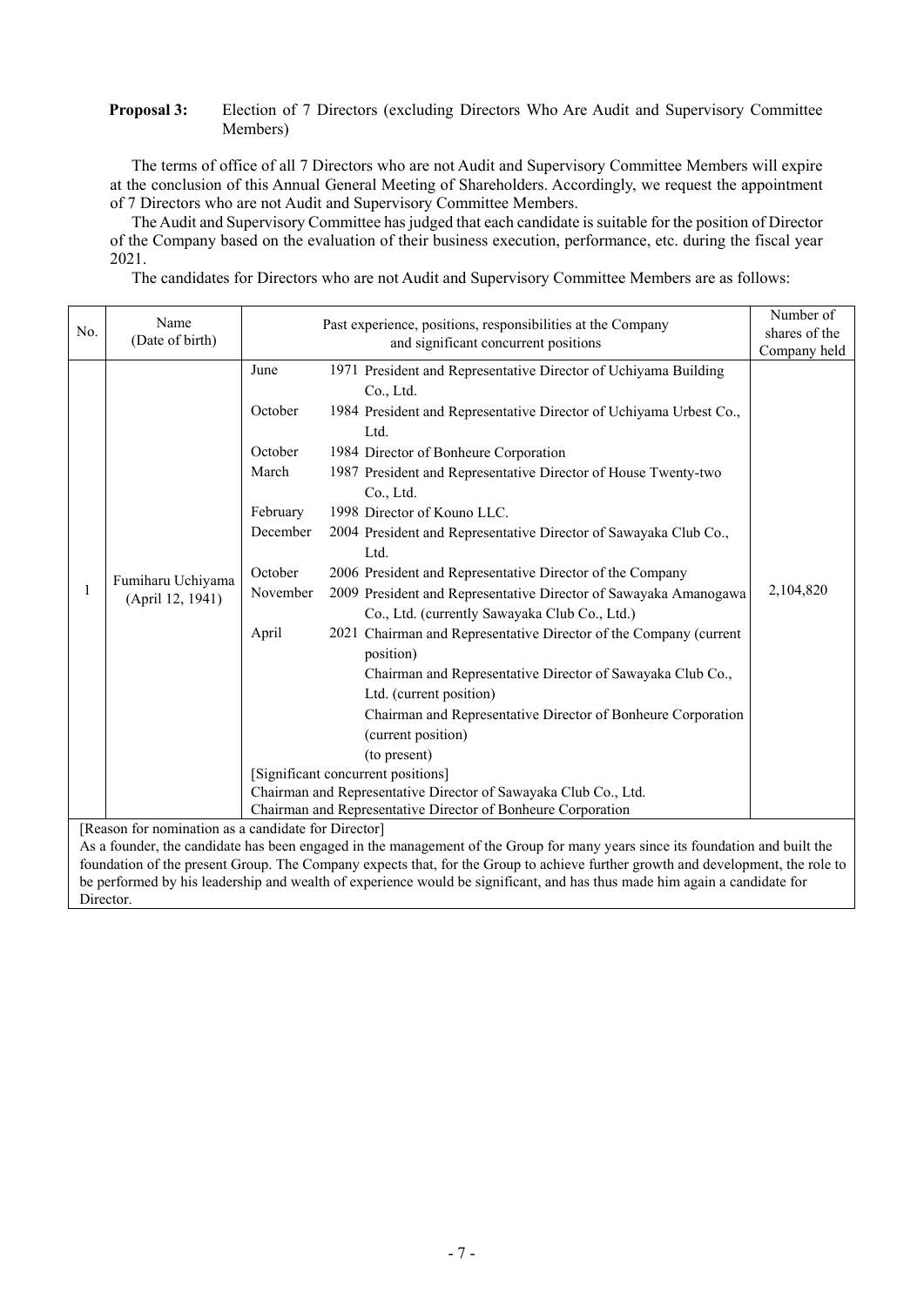**Proposal 3:** Election of 7 Directors (excluding Directors Who Are Audit and Supervisory Committee Members)

The terms of office of all 7 Directors who are not Audit and Supervisory Committee Members will expire at the conclusion of this Annual General Meeting of Shareholders. Accordingly, we request the appointment of 7 Directors who are not Audit and Supervisory Committee Members.

The Audit and Supervisory Committee has judged that each candidate is suitable for the position of Director of the Company based on the evaluation of their business execution, performance, etc. during the fiscal year 2021.

The candidates for Directors who are not Audit and Supervisory Committee Members are as follows:

| No. | Name (Date of birth) | Past experience, positions, responsibilities at the Company and significant concurrent positions | Number of shares of the Company held |
|---|---|---|---|
| 1 | Fumiharu Uchiyama (April 12, 1941) | June 1971 President and Representative Director of Uchiyama Building Co., Ltd.<br>October 1984 President and Representative Director of Uchiyama Urbest Co., Ltd.<br>October 1984 Director of Bonheure Corporation<br>March 1987 President and Representative Director of House Twenty-two Co., Ltd.<br>February 1998 Director of Kouno LLC.<br>December 2004 President and Representative Director of Sawayaka Club Co., Ltd.<br>October 2006 President and Representative Director of the Company<br>November 2009 President and Representative Director of Sawayaka Amanogawa Co., Ltd. (currently Sawayaka Club Co., Ltd.)<br>April 2021 Chairman and Representative Director of the Company (current position)<br>Chairman and Representative Director of Sawayaka Club Co., Ltd. (current position)<br>Chairman and Representative Director of Bonheure Corporation (current position)<br>(to present)<br>[Significant concurrent positions]<br>Chairman and Representative Director of Sawayaka Club Co., Ltd.<br>Chairman and Representative Director of Bonheure Corporation | 2,104,820 |

[Reason for nomination as a candidate for Director]
As a founder, the candidate has been engaged in the management of the Group for many years since its foundation and built the foundation of the present Group. The Company expects that, for the Group to achieve further growth and development, the role to be performed by his leadership and wealth of experience would be significant, and has thus made him again a candidate for Director.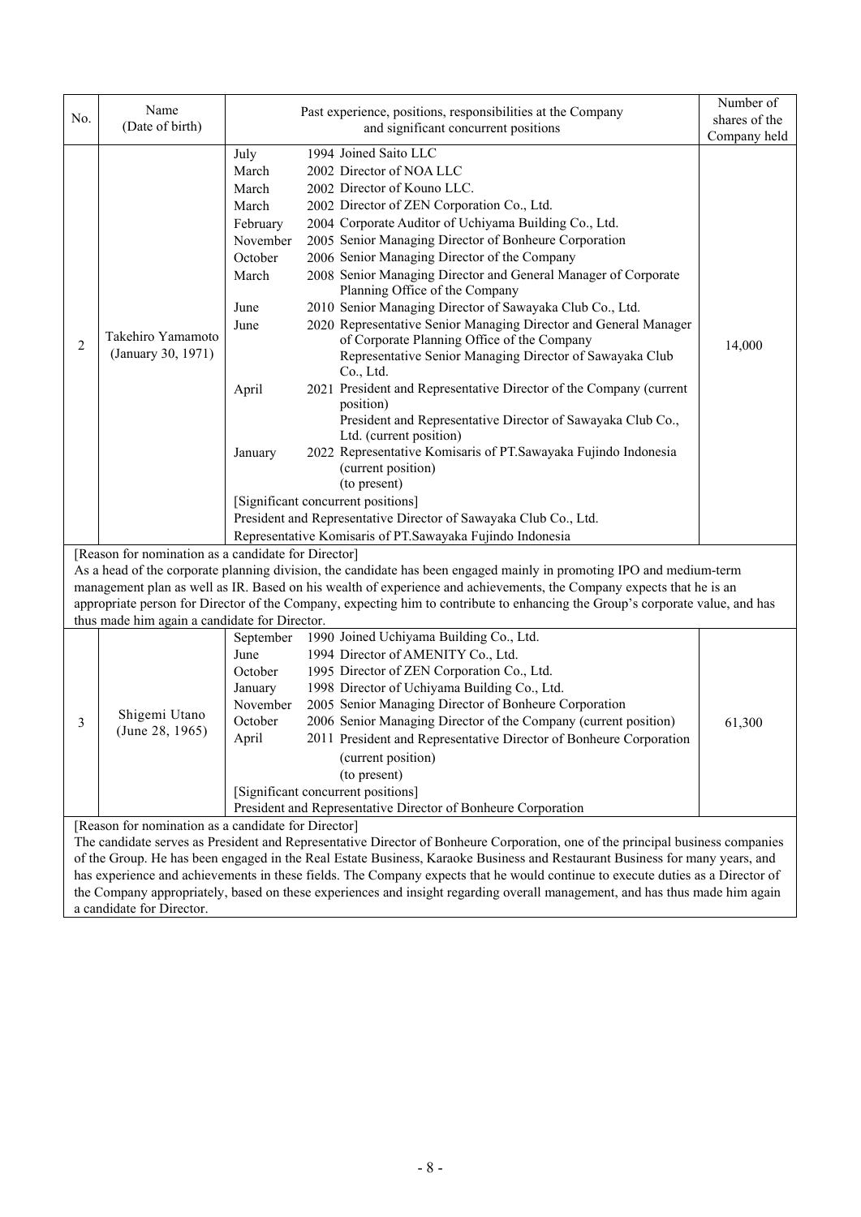| No. | Name (Date of birth) | Past experience, positions, responsibilities at the Company and significant concurrent positions | Number of shares of the Company held |
|---|---|---|---|
| 2 | Takehiro Yamamoto (January 30, 1971) | July 1994 Joined Saito LLC<br>March 2002 Director of NOA LLC<br>March 2002 Director of Kouno LLC.<br>March 2002 Director of ZEN Corporation Co., Ltd.<br>February 2004 Corporate Auditor of Uchiyama Building Co., Ltd.<br>November 2005 Senior Managing Director of Bonheure Corporation<br>October 2006 Senior Managing Director of the Company<br>March 2008 Senior Managing Director and General Manager of Corporate Planning Office of the Company<br>June 2010 Senior Managing Director of Sawayaka Club Co., Ltd.<br>June 2020 Representative Senior Managing Director and General Manager of Corporate Planning Office of the Company<br>Representative Senior Managing Director of Sawayaka Club Co., Ltd.<br>April 2021 President and Representative Director of the Company (current position)<br>President and Representative Director of Sawayaka Club Co., Ltd. (current position)<br>January 2022 Representative Komisaris of PT.Sawayaka Fujindo Indonesia (current position)<br>(to present)<br>[Significant concurrent positions]<br>President and Representative Director of Sawayaka Club Co., Ltd.<br>Representative Komisaris of PT.Sawayaka Fujindo Indonesia | 14,000 |
| [Reason for nomination as a candidate for Director]<br>As a head of the corporate planning division, the candidate has been engaged mainly in promoting IPO and medium-term management plan as well as IR. Based on his wealth of experience and achievements, the Company expects that he is an appropriate person for Director of the Company, expecting him to contribute to enhancing the Group's corporate value, and has thus made him again a candidate for Director. | | | |
| 3 | Shigemi Utano (June 28, 1965) | September 1990 Joined Uchiyama Building Co., Ltd.<br>June 1994 Director of AMENITY Co., Ltd.<br>October 1995 Director of ZEN Corporation Co., Ltd.<br>January 1998 Director of Uchiyama Building Co., Ltd.<br>November 2005 Senior Managing Director of Bonheure Corporation<br>October 2006 Senior Managing Director of the Company (current position)<br>April 2011 President and Representative Director of Bonheure Corporation (current position)<br>(to present)<br>[Significant concurrent positions]<br>President and Representative Director of Bonheure Corporation | 61,300 |
| [Reason for nomination as a candidate for Director]<br>The candidate serves as President and Representative Director of Bonheure Corporation, one of the principal business companies of the Group. He has been engaged in the Real Estate Business, Karaoke Business and Restaurant Business for many years, and has experience and achievements in these fields. The Company expects that he would continue to execute duties as a Director of the Company appropriately, based on these experiences and insight regarding overall management, and has thus made him again a candidate for Director. | | | |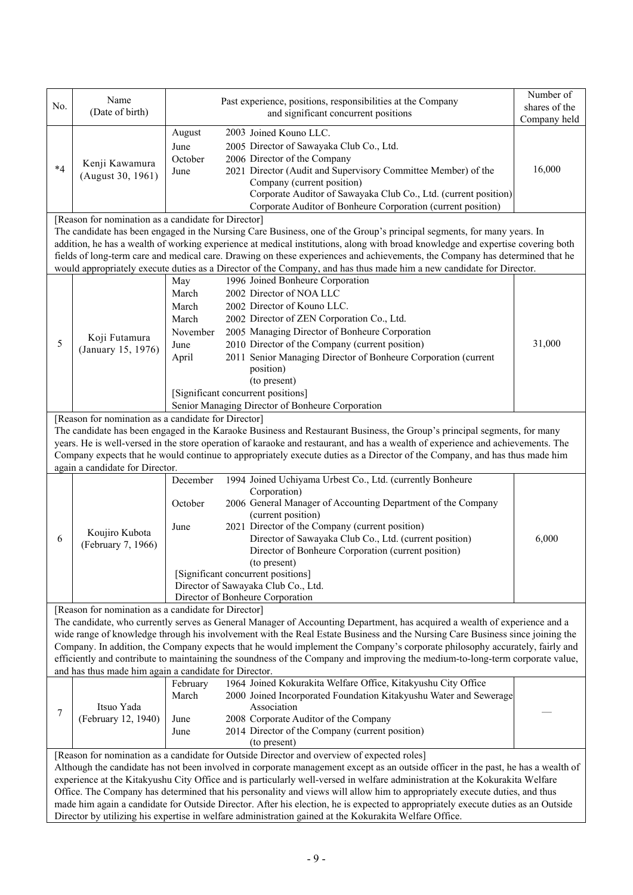| No. | Name (Date of birth) | Past experience, positions, responsibilities at the Company and significant concurrent positions | Number of shares of the Company held |
|---|---|---|---|
| *4 | Kenji Kawamura (August 30, 1961) | August 2003 Joined Kouno LLC.<br>June 2005 Director of Sawayaka Club Co., Ltd.<br>October 2006 Director of the Company<br>June 2021 Director (Audit and Supervisory Committee Member) of the Company (current position)<br>Corporate Auditor of Sawayaka Club Co., Ltd. (current position)<br>Corporate Auditor of Bonheure Corporation (current position) | 16,000 |
| [Reason for nomination as a candidate for Director]<br>The candidate has been engaged in the Nursing Care Business, one of the Group's principal segments, for many years. In addition, he has a wealth of working experience at medical institutions, along with broad knowledge and expertise covering both fields of long-term care and medical care. Drawing on these experiences and achievements, the Company has determined that he would appropriately execute duties as a Director of the Company, and has thus made him a new candidate for Director. | | | |
| 5 | Koji Futamura (January 15, 1976) | May 1996 Joined Bonheure Corporation<br>March 2002 Director of NOA LLC<br>March 2002 Director of Kouno LLC.<br>March 2002 Director of ZEN Corporation Co., Ltd.<br>November 2005 Managing Director of Bonheure Corporation<br>June 2010 Director of the Company (current position)<br>April 2011 Senior Managing Director of Bonheure Corporation (current position)<br>(to present)<br>[Significant concurrent positions]<br>Senior Managing Director of Bonheure Corporation | 31,000 |
| [Reason for nomination as a candidate for Director]<br>The candidate has been engaged in the Karaoke Business and Restaurant Business, the Group's principal segments, for many years. He is well-versed in the store operation of karaoke and restaurant, and has a wealth of experience and achievements. The Company expects that he would continue to appropriately execute duties as a Director of the Company, and has thus made him again a candidate for Director. | | | |
| 6 | Koujiro Kubota (February 7, 1966) | December 1994 Joined Uchiyama Urbest Co., Ltd. (currently Bonheure Corporation)<br>October 2006 General Manager of Accounting Department of the Company (current position)<br>June 2021 Director of the Company (current position)<br>Director of Sawayaka Club Co., Ltd. (current position)<br>Director of Bonheure Corporation (current position)<br>(to present)<br>[Significant concurrent positions]<br>Director of Sawayaka Club Co., Ltd.<br>Director of Bonheure Corporation | 6,000 |
| [Reason for nomination as a candidate for Director]<br>The candidate, who currently serves as General Manager of Accounting Department, has acquired a wealth of experience and a wide range of knowledge through his involvement with the Real Estate Business and the Nursing Care Business since joining the Company. In addition, the Company expects that he would implement the Company's corporate philosophy accurately, fairly and efficiently and contribute to maintaining the soundness of the Company and improving the medium-to-long-term corporate value, and has thus made him again a candidate for Director. | | | |
| 7 | Itsuo Yada (February 12, 1940) | February 1964 Joined Kokurakita Welfare Office, Kitakyushu City Office<br>March 2000 Joined Incorporated Foundation Kitakyushu Water and Sewerage Association<br>June 2008 Corporate Auditor of the Company<br>June 2014 Director of the Company (current position)<br>(to present) | — |
| [Reason for nomination as a candidate for Outside Director and overview of expected roles]<br>Although the candidate has not been involved in corporate management except as an outside officer in the past, he has a wealth of experience at the Kitakyushu City Office and is particularly well-versed in welfare administration at the Kokurakita Welfare Office. The Company has determined that his personality and views will allow him to appropriately execute duties, and thus made him again a candidate for Outside Director. After his election, he is expected to appropriately execute duties as an Outside Director by utilizing his expertise in welfare administration gained at the Kokurakita Welfare Office. | | | |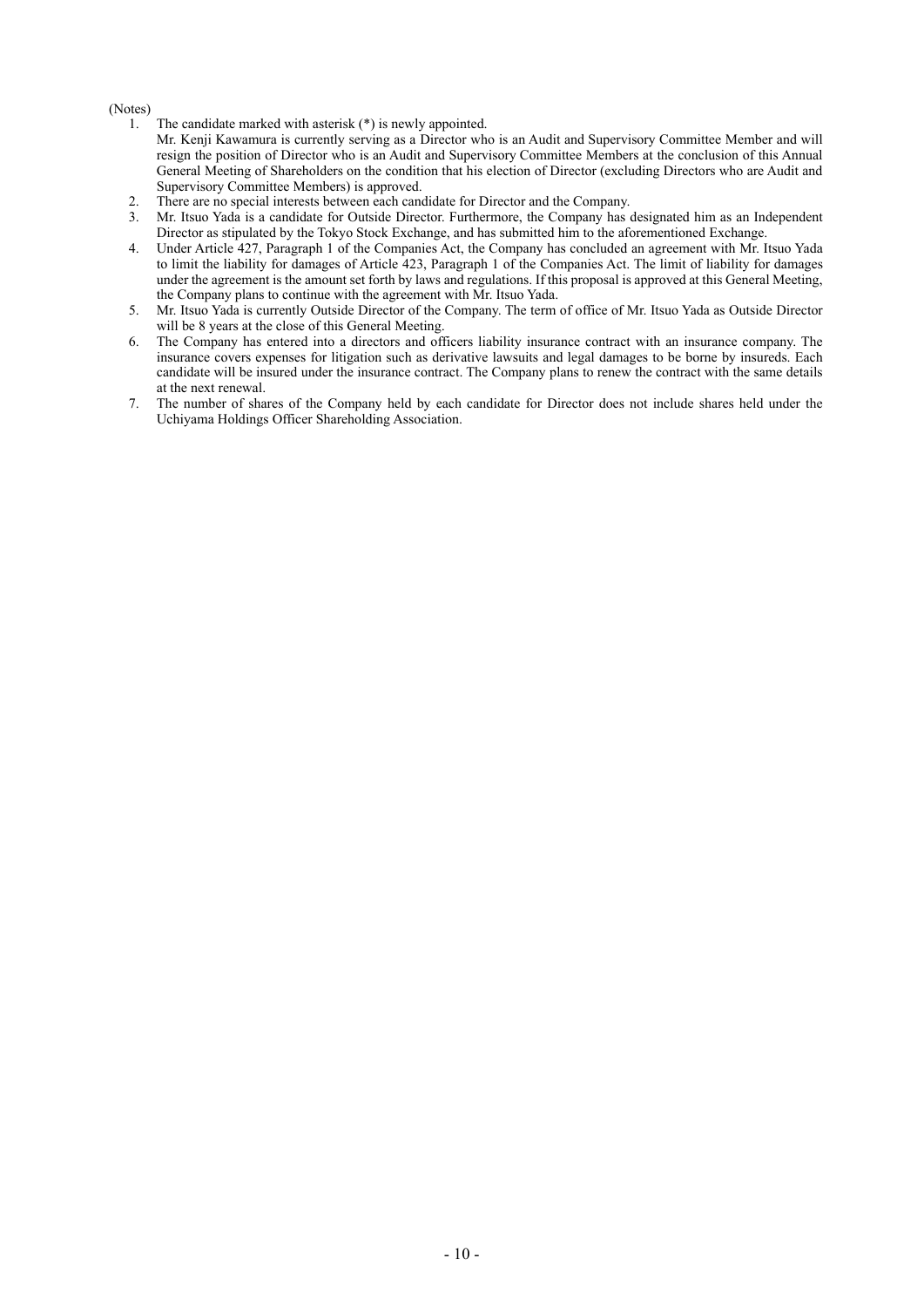(Notes)

1. The candidate marked with asterisk (*) is newly appointed.
   Mr. Kenji Kawamura is currently serving as a Director who is an Audit and Supervisory Committee Member and will resign the position of Director who is an Audit and Supervisory Committee Members at the conclusion of this Annual General Meeting of Shareholders on the condition that his election of Director (excluding Directors who are Audit and Supervisory Committee Members) is approved.
2. There are no special interests between each candidate for Director and the Company.
3. Mr. Itsuo Yada is a candidate for Outside Director. Furthermore, the Company has designated him as an Independent Director as stipulated by the Tokyo Stock Exchange, and has submitted him to the aforementioned Exchange.
4. Under Article 427, Paragraph 1 of the Companies Act, the Company has concluded an agreement with Mr. Itsuo Yada to limit the liability for damages of Article 423, Paragraph 1 of the Companies Act. The limit of liability for damages under the agreement is the amount set forth by laws and regulations. If this proposal is approved at this General Meeting, the Company plans to continue with the agreement with Mr. Itsuo Yada.
5. Mr. Itsuo Yada is currently Outside Director of the Company. The term of office of Mr. Itsuo Yada as Outside Director will be 8 years at the close of this General Meeting.
6. The Company has entered into a directors and officers liability insurance contract with an insurance company. The insurance covers expenses for litigation such as derivative lawsuits and legal damages to be borne by insureds. Each candidate will be insured under the insurance contract. The Company plans to renew the contract with the same details at the next renewal.
7. The number of shares of the Company held by each candidate for Director does not include shares held under the Uchiyama Holdings Officer Shareholding Association.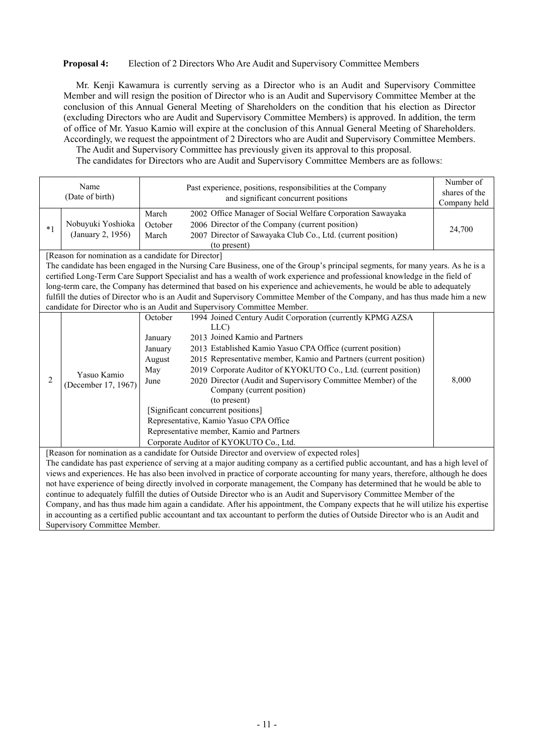**Proposal 4:** Election of 2 Directors Who Are Audit and Supervisory Committee Members

Mr. Kenji Kawamura is currently serving as a Director who is an Audit and Supervisory Committee Member and will resign the position of Director who is an Audit and Supervisory Committee Member at the conclusion of this Annual General Meeting of Shareholders on the condition that his election as Director (excluding Directors who are Audit and Supervisory Committee Members) is approved. In addition, the term of office of Mr. Yasuo Kamio will expire at the conclusion of this Annual General Meeting of Shareholders. Accordingly, we request the appointment of 2 Directors who are Audit and Supervisory Committee Members.

The Audit and Supervisory Committee has previously given its approval to this proposal.

The candidates for Directors who are Audit and Supervisory Committee Members are as follows:

| | Name (Date of birth) | Past experience, positions, responsibilities at the Company and significant concurrent positions | Number of shares of the Company held |
|---|---|---|---|
| *1 | Nobuyuki Yoshioka (January 2, 1956) | March 2002 Office Manager of Social Welfare Corporation Sawayaka<br>October 2006 Director of the Company (current position)<br>March 2007 Director of Sawayaka Club Co., Ltd. (current position)<br>(to present) | 24,700 |
| [Reason for nomination as a candidate for Director]<br>The candidate has been engaged in the Nursing Care Business, one of the Group's principal segments, for many years. As he is a certified Long-Term Care Support Specialist and has a wealth of work experience and professional knowledge in the field of long-term care, the Company has determined that based on his experience and achievements, he would be able to adequately fulfill the duties of Director who is an Audit and Supervisory Committee Member of the Company, and has thus made him a new candidate for Director who is an Audit and Supervisory Committee Member. | | | |
| 2 | Yasuo Kamio (December 17, 1967) | October 1994 Joined Century Audit Corporation (currently KPMG AZSA LLC)<br>January 2013 Joined Kamio and Partners<br>January 2013 Established Kamio Yasuo CPA Office (current position)<br>August 2015 Representative member, Kamio and Partners (current position)<br>May 2019 Corporate Auditor of KYOKUTO Co., Ltd. (current position)<br>June 2020 Director (Audit and Supervisory Committee Member) of the Company (current position)<br>(to present)<br>[Significant concurrent positions]<br>Representative, Kamio Yasuo CPA Office<br>Representative member, Kamio and Partners<br>Corporate Auditor of KYOKUTO Co., Ltd. | 8,000 |
| [Reason for nomination as a candidate for Outside Director and overview of expected roles]<br>The candidate has past experience of serving at a major auditing company as a certified public accountant, and has a high level of views and experiences. He has also been involved in practice of corporate accounting for many years, therefore, although he does not have experience of being directly involved in corporate management, the Company has determined that he would be able to continue to adequately fulfill the duties of Outside Director who is an Audit and Supervisory Committee Member of the Company, and has thus made him again a candidate. After his appointment, the Company expects that he will utilize his expertise in accounting as a certified public accountant and tax accountant to perform the duties of Outside Director who is an Audit and Supervisory Committee Member. | | | |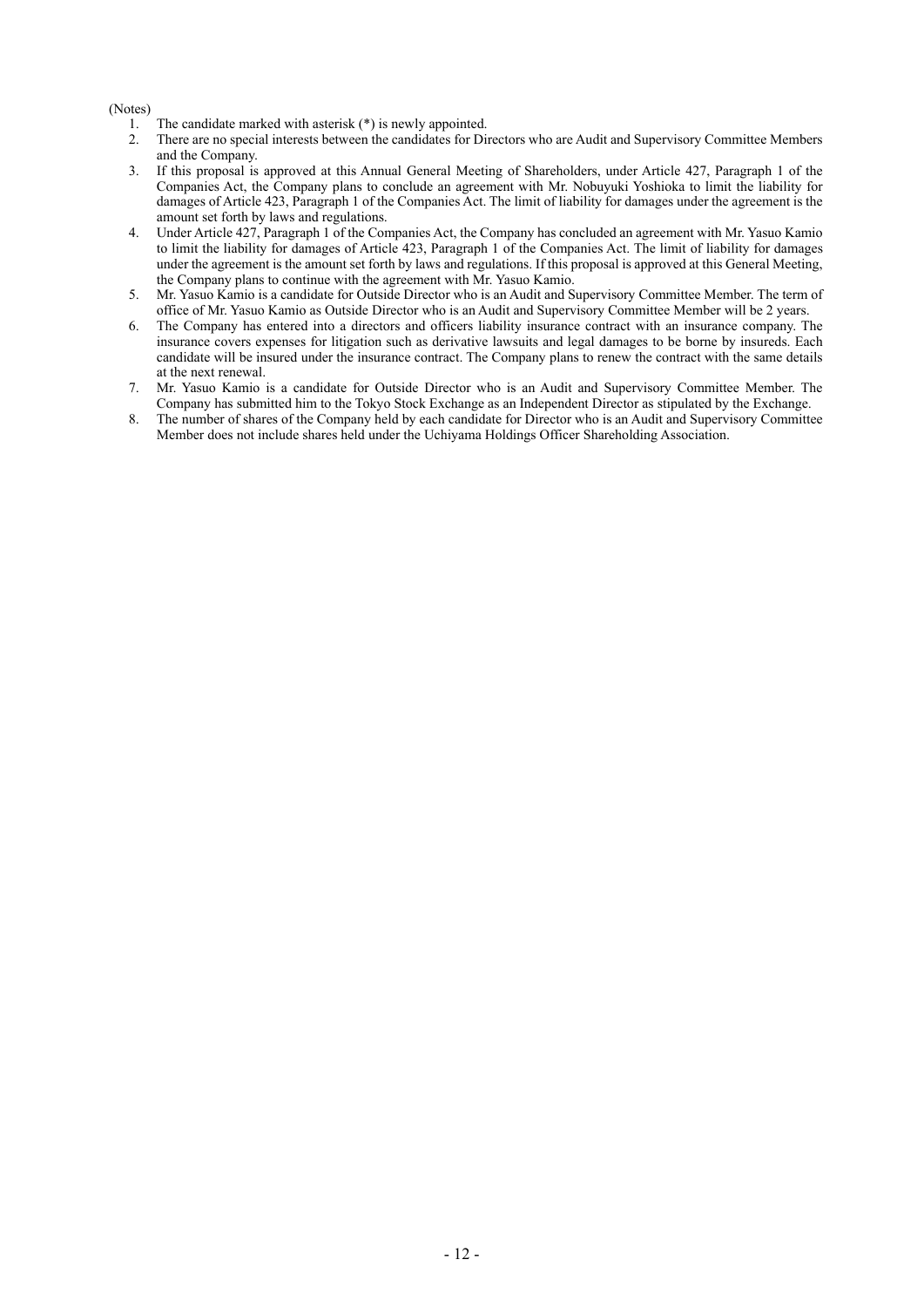(Notes)

1. The candidate marked with asterisk (*) is newly appointed.
2. There are no special interests between the candidates for Directors who are Audit and Supervisory Committee Members and the Company.
3. If this proposal is approved at this Annual General Meeting of Shareholders, under Article 427, Paragraph 1 of the Companies Act, the Company plans to conclude an agreement with Mr. Nobuyuki Yoshioka to limit the liability for damages of Article 423, Paragraph 1 of the Companies Act. The limit of liability for damages under the agreement is the amount set forth by laws and regulations.
4. Under Article 427, Paragraph 1 of the Companies Act, the Company has concluded an agreement with Mr. Yasuo Kamio to limit the liability for damages of Article 423, Paragraph 1 of the Companies Act. The limit of liability for damages under the agreement is the amount set forth by laws and regulations. If this proposal is approved at this General Meeting, the Company plans to continue with the agreement with Mr. Yasuo Kamio.
5. Mr. Yasuo Kamio is a candidate for Outside Director who is an Audit and Supervisory Committee Member. The term of office of Mr. Yasuo Kamio as Outside Director who is an Audit and Supervisory Committee Member will be 2 years.
6. The Company has entered into a directors and officers liability insurance contract with an insurance company. The insurance covers expenses for litigation such as derivative lawsuits and legal damages to be borne by insureds. Each candidate will be insured under the insurance contract. The Company plans to renew the contract with the same details at the next renewal.
7. Mr. Yasuo Kamio is a candidate for Outside Director who is an Audit and Supervisory Committee Member. The Company has submitted him to the Tokyo Stock Exchange as an Independent Director as stipulated by the Exchange.
8. The number of shares of the Company held by each candidate for Director who is an Audit and Supervisory Committee Member does not include shares held under the Uchiyama Holdings Officer Shareholding Association.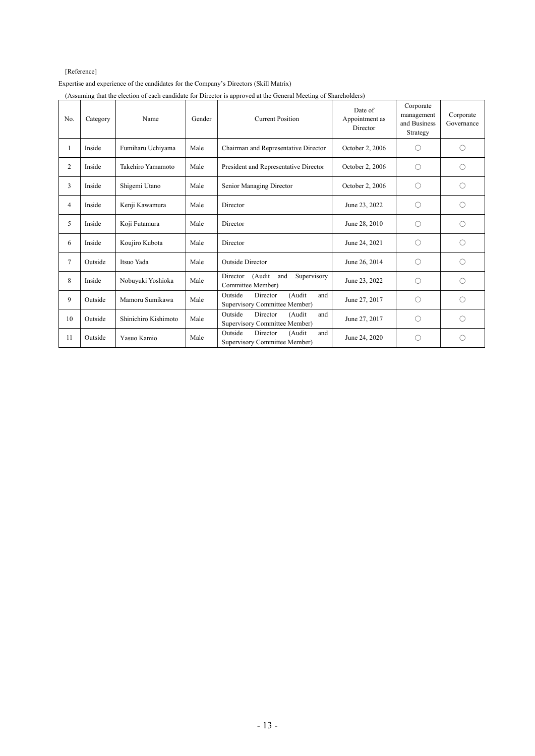[Reference]

Expertise and experience of the candidates for the Company's Directors (Skill Matrix)

(Assuming that the election of each candidate for Director is approved at the General Meeting of Shareholders)

| No. | Category | Name | Gender | Current Position | Date of Appointment as Director | Corporate management and Business Strategy | Corporate Governance |
|---|---|---|---|---|---|---|---|
| 1 | Inside | Fumiharu Uchiyama | Male | Chairman and Representative Director | October 2, 2006 | ○ | ○ |
| 2 | Inside | Takehiro Yamamoto | Male | President and Representative Director | October 2, 2006 | ○ | ○ |
| 3 | Inside | Shigemi Utano | Male | Senior Managing Director | October 2, 2006 | ○ | ○ |
| 4 | Inside | Kenji Kawamura | Male | Director | June 23, 2022 | ○ | ○ |
| 5 | Inside | Koji Futamura | Male | Director | June 28, 2010 | ○ | ○ |
| 6 | Inside | Koujiro Kubota | Male | Director | June 24, 2021 | ○ | ○ |
| 7 | Outside | Itsuo Yada | Male | Outside Director | June 26, 2014 | ○ | ○ |
| 8 | Inside | Nobuyuki Yoshioka | Male | Director (Audit and Supervisory Committee Member) | June 23, 2022 | ○ | ○ |
| 9 | Outside | Mamoru Sumikawa | Male | Outside Director (Audit and Supervisory Committee Member) | June 27, 2017 | ○ | ○ |
| 10 | Outside | Shinichiro Kishimoto | Male | Outside Director (Audit and Supervisory Committee Member) | June 27, 2017 | ○ | ○ |
| 11 | Outside | Yasuo Kamio | Male | Outside Director (Audit and Supervisory Committee Member) | June 24, 2020 | ○ | ○ |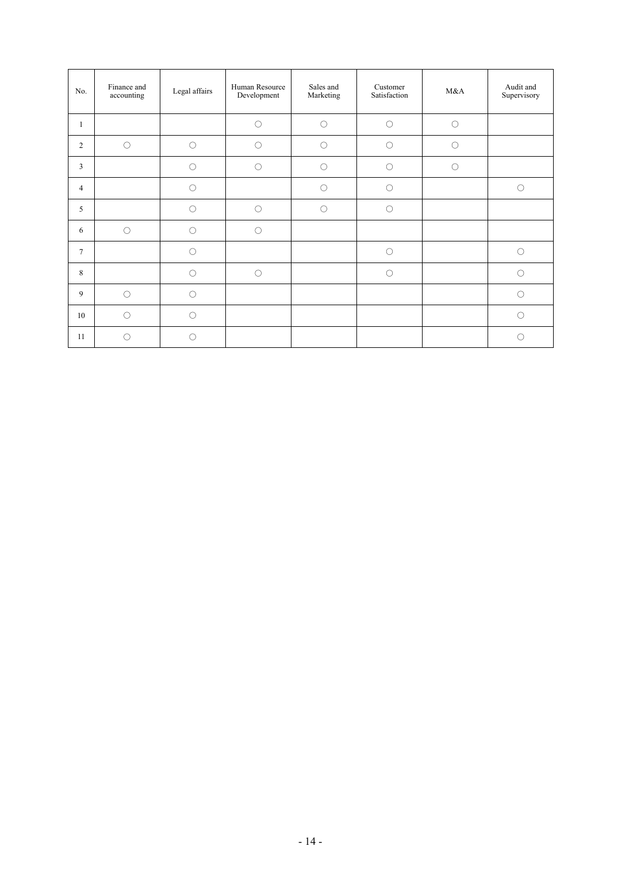| No. | Finance and accounting | Legal affairs | Human Resource Development | Sales and Marketing | Customer Satisfaction | M&A | Audit and Supervisory |
|---|---|---|---|---|---|---|---|
| 1 | | | ○ | ○ | ○ | ○ | |
| 2 | ○ | ○ | ○ | ○ | ○ | ○ | |
| 3 | | ○ | ○ | ○ | ○ | ○ | |
| 4 | | ○ | | ○ | ○ | | ○ |
| 5 | | ○ | ○ | ○ | ○ | | |
| 6 | ○ | ○ | ○ | | | | |
| 7 | | ○ | | | ○ | | ○ |
| 8 | | ○ | ○ | | ○ | | ○ |
| 9 | ○ | ○ | | | | | ○ |
| 10 | ○ | ○ | | | | | ○ |
| 11 | ○ | ○ | | | | | ○ |